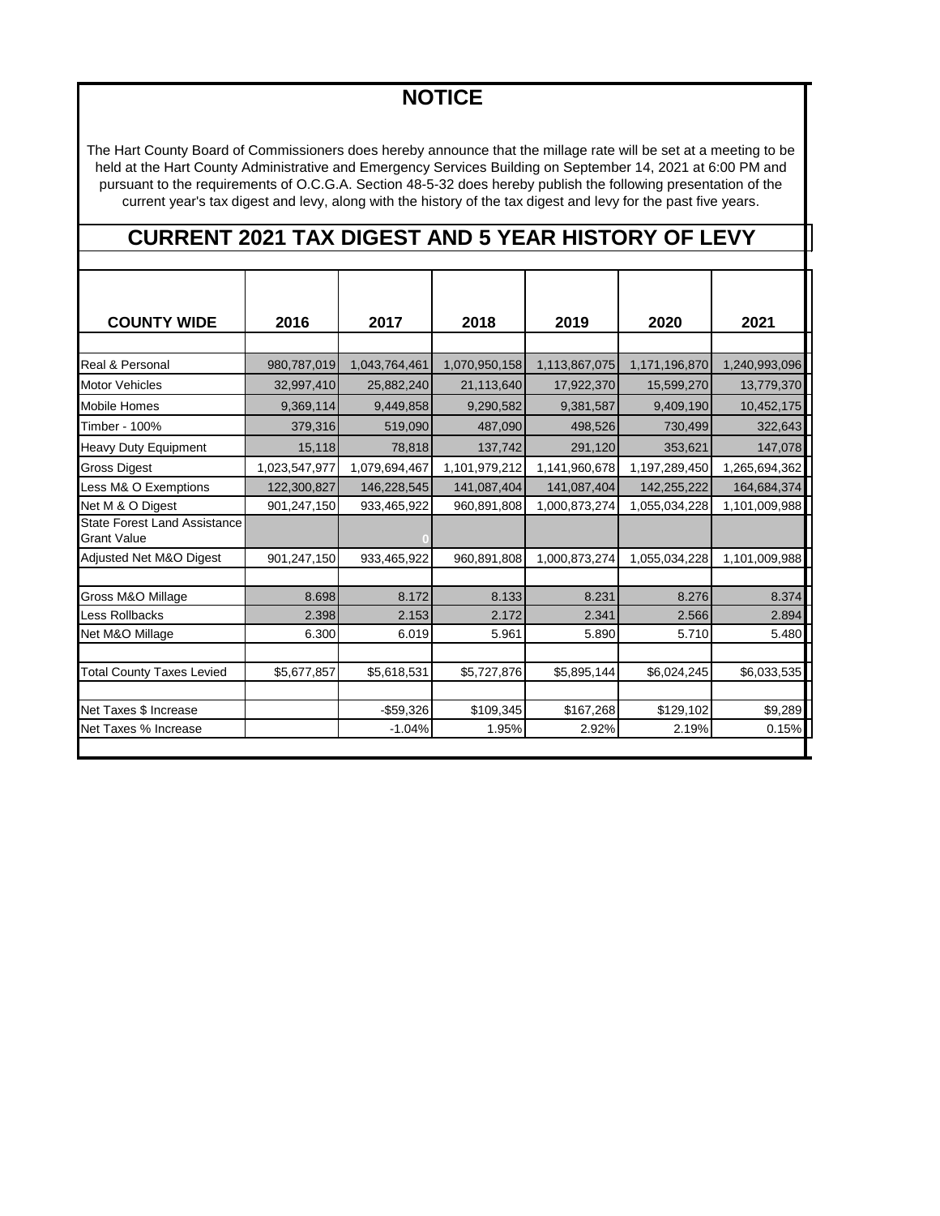# NOTICE

The Hart County Board of Commissioners does hereby announce that the millage rate will be set at a meeting to be held at the Hart County Administrative and Emergency Services Building on September 14, 2021 at 6:00 PM and pursuant to the requirements of O.C.G.A. Section 48-5-32 does hereby publish the following presentation of the current year's tax digest and levy, along with the history of the tax digest and levy for the past five years.

## CURRENT 2021 TAX DIGEST AND 5 YEAR HISTORY OF LEVY

| COUNTY WIDE | 2016 | 2017 | 2018 | 2019 | 2020 | 2021 |
|---|---|---|---|---|---|---|
| Real & Personal | 980,787,019 | 1,043,764,461 | 1,070,950,158 | 1,113,867,075 | 1,171,196,870 | 1,240,993,096 |
| Motor Vehicles | 32,997,410 | 25,882,240 | 21,113,640 | 17,922,370 | 15,599,270 | 13,779,370 |
| Mobile Homes | 9,369,114 | 9,449,858 | 9,290,582 | 9,381,587 | 9,409,190 | 10,452,175 |
| Timber - 100% | 379,316 | 519,090 | 487,090 | 498,526 | 730,499 | 322,643 |
| Heavy Duty Equipment | 15,118 | 78,818 | 137,742 | 291,120 | 353,621 | 147,078 |
| Gross Digest | 1,023,547,977 | 1,079,694,467 | 1,101,979,212 | 1,141,960,678 | 1,197,289,450 | 1,265,694,362 |
| Less M& O Exemptions | 122,300,827 | 146,228,545 | 141,087,404 | 141,087,404 | 142,255,222 | 164,684,374 |
| Net M & O Digest | 901,247,150 | 933,465,922 | 960,891,808 | 1,000,873,274 | 1,055,034,228 | 1,101,009,988 |
| State Forest Land Assistance Grant Value | | 0 | | | | |
| Adjusted Net M&O Digest | 901,247,150 | 933,465,922 | 960,891,808 | 1,000,873,274 | 1,055,034,228 | 1,101,009,988 |
| | | | | | | |
| Gross M&O Millage | 8.698 | 8.172 | 8.133 | 8.231 | 8.276 | 8.374 |
| Less Rollbacks | 2.398 | 2.153 | 2.172 | 2.341 | 2.566 | 2.894 |
| Net M&O Millage | 6.300 | 6.019 | 5.961 | 5.890 | 5.710 | 5.480 |
| | | | | | | |
| Total County Taxes Levied | $5,677,857 | $5,618,531 | $5,727,876 | $5,895,144 | $6,024,245 | $6,033,535 |
| | | | | | | |
| Net Taxes $ Increase | | -$59,326 | $109,345 | $167,268 | $129,102 | $9,289 |
| Net Taxes % Increase | | -1.04% | 1.95% | 2.92% | 2.19% | 0.15% |